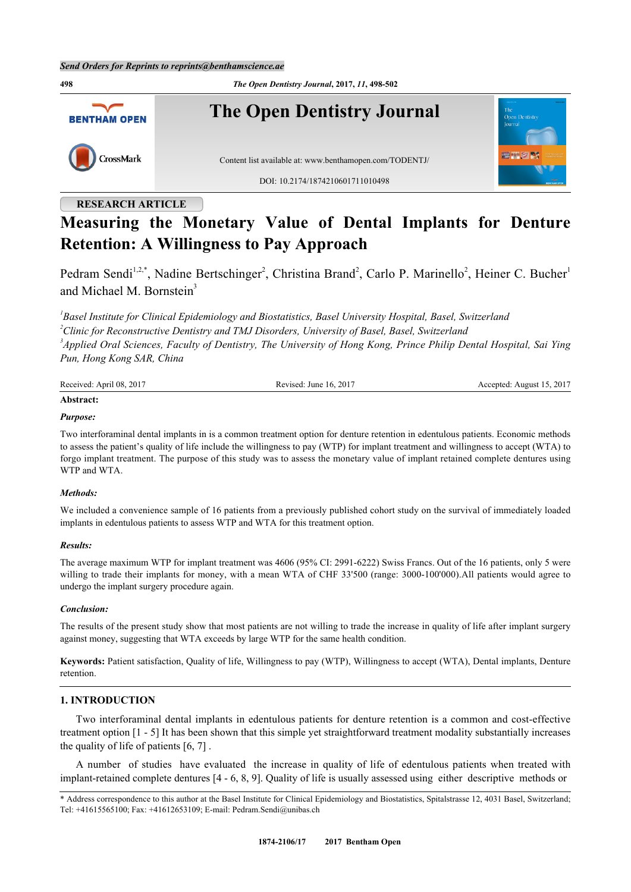RESEARCH ARTICLE

# Measuring the Monetary Value of Dental Implants for Denture Retention: A Willingness to Pay Approach

Pedram Sendi[1,2,*], Nadine Bertschinger[2], Christina Brand[2], Carlo P. Marinello[2], Heiner C. Bucher[1] and Michael M. Bornstein[3]

[1]*Basel Institute for Clinical Epidemiology and Biostatistics, Basel University Hospital, Basel, Switzerland*
[2]*Clinic for Reconstructive Dentistry and TMJ Disorders, University of Basel, Basel, Switzerland*
[3]*Applied Oral Sciences, Faculty of Dentistry, The University of Hong Kong, Prince Philip Dental Hospital, Sai Ying Pun, Hong Kong SAR, China*

Received: April 08, 2017 Revised: June 16, 2017 Accepted: August 15, 2017

**Abstract:**

***Purpose:***

Two interforaminal dental implants in is a common treatment option for denture retention in edentulous patients. Economic methods to assess the patient's quality of life include the willingness to pay (WTP) for implant treatment and willingness to accept (WTA) to forgo implant treatment. The purpose of this study was to assess the monetary value of implant retained complete dentures using WTP and WTA.

***Methods:***

We included a convenience sample of 16 patients from a previously published cohort study on the survival of immediately loaded implants in edentulous patients to assess WTP and WTA for this treatment option.

***Results:***

The average maximum WTP for implant treatment was 4606 (95% CI: 2991-6222) Swiss Francs. Out of the 16 patients, only 5 were willing to trade their implants for money, with a mean WTA of CHF 33'500 (range: 3000-100'000).All patients would agree to undergo the implant surgery procedure again.

***Conclusion:***

The results of the present study show that most patients are not willing to trade the increase in quality of life after implant surgery against money, suggesting that WTA exceeds by large WTP for the same health condition.

**Keywords:** Patient satisfaction, Quality of life, Willingness to pay (WTP), Willingness to accept (WTA), Dental implants, Denture retention.

## 1. INTRODUCTION

Two interforaminal dental implants in edentulous patients for denture retention is a common and cost-effective treatment option [1 - 5] It has been shown that this simple yet straightforward treatment modality substantially increases the quality of life of patients [6, 7] .

A number of studies have evaluated the increase in quality of life of edentulous patients when treated with implant-retained complete dentures [4 - 6, 8, 9]. Quality of life is usually assessed using either descriptive methods or

\* Address correspondence to this author at the Basel Institute for Clinical Epidemiology and Biostatistics, Spitalstrasse 12, 4031 Basel, Switzerland; Tel: +41615565100; Fax: +41612653109; E-mail: Pedram.Sendi@unibas.ch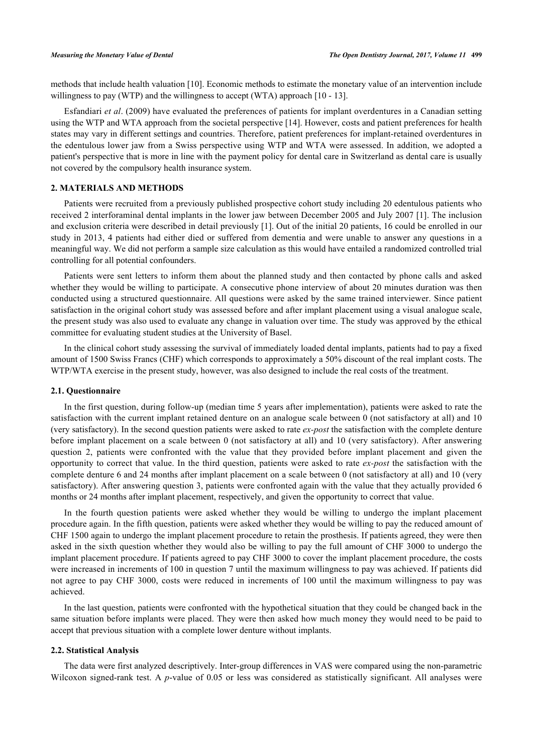methods that include health valuation [10]. Economic methods to estimate the monetary value of an intervention include willingness to pay (WTP) and the willingness to accept (WTA) approach [10 - 13].

Esfandiari *et al*. (2009) have evaluated the preferences of patients for implant overdentures in a Canadian setting using the WTP and WTA approach from the societal perspective [14]. However, costs and patient preferences for health states may vary in different settings and countries. Therefore, patient preferences for implant-retained overdentures in the edentulous lower jaw from a Swiss perspective using WTP and WTA were assessed. In addition, we adopted a patient's perspective that is more in line with the payment policy for dental care in Switzerland as dental care is usually not covered by the compulsory health insurance system.

## 2. MATERIALS AND METHODS

Patients were recruited from a previously published prospective cohort study including 20 edentulous patients who received 2 interforaminal dental implants in the lower jaw between December 2005 and July 2007 [1]. The inclusion and exclusion criteria were described in detail previously [1]. Out of the initial 20 patients, 16 could be enrolled in our study in 2013, 4 patients had either died or suffered from dementia and were unable to answer any questions in a meaningful way. We did not perform a sample size calculation as this would have entailed a randomized controlled trial controlling for all potential confounders.

Patients were sent letters to inform them about the planned study and then contacted by phone calls and asked whether they would be willing to participate. A consecutive phone interview of about 20 minutes duration was then conducted using a structured questionnaire. All questions were asked by the same trained interviewer. Since patient satisfaction in the original cohort study was assessed before and after implant placement using a visual analogue scale, the present study was also used to evaluate any change in valuation over time. The study was approved by the ethical committee for evaluating student studies at the University of Basel.

In the clinical cohort study assessing the survival of immediately loaded dental implants, patients had to pay a fixed amount of 1500 Swiss Francs (CHF) which corresponds to approximately a 50% discount of the real implant costs. The WTP/WTA exercise in the present study, however, was also designed to include the real costs of the treatment.

### 2.1. Questionnaire

In the first question, during follow-up (median time 5 years after implementation), patients were asked to rate the satisfaction with the current implant retained denture on an analogue scale between 0 (not satisfactory at all) and 10 (very satisfactory). In the second question patients were asked to rate *ex-post* the satisfaction with the complete denture before implant placement on a scale between 0 (not satisfactory at all) and 10 (very satisfactory). After answering question 2, patients were confronted with the value that they provided before implant placement and given the opportunity to correct that value. In the third question, patients were asked to rate *ex-post* the satisfaction with the complete denture 6 and 24 months after implant placement on a scale between 0 (not satisfactory at all) and 10 (very satisfactory). After answering question 3, patients were confronted again with the value that they actually provided 6 months or 24 months after implant placement, respectively, and given the opportunity to correct that value.

In the fourth question patients were asked whether they would be willing to undergo the implant placement procedure again. In the fifth question, patients were asked whether they would be willing to pay the reduced amount of CHF 1500 again to undergo the implant placement procedure to retain the prosthesis. If patients agreed, they were then asked in the sixth question whether they would also be willing to pay the full amount of CHF 3000 to undergo the implant placement procedure. If patients agreed to pay CHF 3000 to cover the implant placement procedure, the costs were increased in increments of 100 in question 7 until the maximum willingness to pay was achieved. If patients did not agree to pay CHF 3000, costs were reduced in increments of 100 until the maximum willingness to pay was achieved.

In the last question, patients were confronted with the hypothetical situation that they could be changed back in the same situation before implants were placed. They were then asked how much money they would need to be paid to accept that previous situation with a complete lower denture without implants.

### 2.2. Statistical Analysis

The data were first analyzed descriptively. Inter-group differences in VAS were compared using the non-parametric Wilcoxon signed-rank test. A *p*-value of 0.05 or less was considered as statistically significant. All analyses were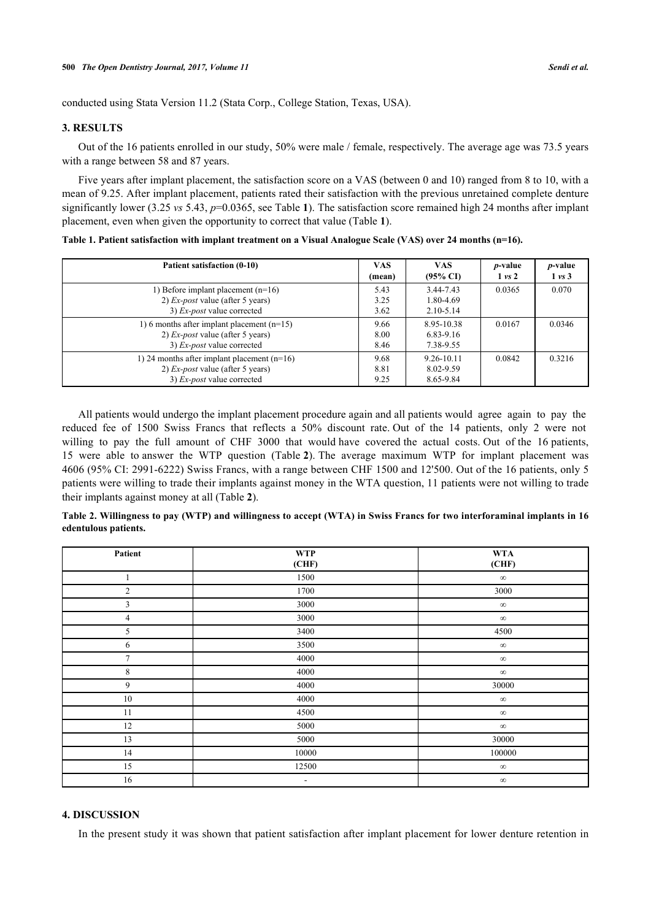conducted using Stata Version 11.2 (Stata Corp., College Station, Texas, USA).

## 3. RESULTS

Out of the 16 patients enrolled in our study, 50% were male / female, respectively. The average age was 73.5 years with a range between 58 and 87 years.

Five years after implant placement, the satisfaction score on a VAS (between 0 and 10) ranged from 8 to 10, with a mean of 9.25. After implant placement, patients rated their satisfaction with the previous unretained complete denture significantly lower (3.25 *vs* 5.43, $p$=0.0365, see Table **1**). The satisfaction score remained high 24 months after implant placement, even when given the opportunity to correct that value (Table **1**).

**Table 1. Patient satisfaction with implant treatment on a Visual Analogue Scale (VAS) over 24 months (n=16).**

| Patient satisfaction (0-10) | VAS (mean) | VAS (95% CI) | *p*-value 1 *vs* 2 | *p*-value 1 *vs* 3 |
|---|---|---|---|---|
| 1) Before implant placement (n=16)<br>2) *Ex-post* value (after 5 years)<br>3) *Ex-post* value corrected | 5.43<br>3.25<br>3.62 | 3.44-7.43<br>1.80-4.69<br>2.10-5.14 | 0.0365 | 0.070 |
| 1) 6 months after implant placement (n=15)<br>2) *Ex-post* value (after 5 years)<br>3) *Ex-post* value corrected | 9.66<br>8.00<br>8.46 | 8.95-10.38<br>6.83-9.16<br>7.38-9.55 | 0.0167 | 0.0346 |
| 1) 24 months after implant placement (n=16)<br>2) *Ex-post* value (after 5 years)<br>3) *Ex-post* value corrected | 9.68<br>8.81<br>9.25 | 9.26-10.11<br>8.02-9.59<br>8.65-9.84 | 0.0842 | 0.3216 |

All patients would undergo the implant placement procedure again and all patients would agree again to pay the reduced fee of 1500 Swiss Francs that reflects a 50% discount rate. Out of the 14 patients, only 2 were not willing to pay the full amount of CHF 3000 that would have covered the actual costs. Out of the 16 patients, 15 were able to answer the WTP question (Table **2**). The average maximum WTP for implant placement was 4606 (95% CI: 2991-6222) Swiss Francs, with a range between CHF 1500 and 12'500. Out of the 16 patients, only 5 patients were willing to trade their implants against money in the WTA question, 11 patients were not willing to trade their implants against money at all (Table **2**).

**Table 2. Willingness to pay (WTP) and willingness to accept (WTA) in Swiss Francs for two interforaminal implants in 16 edentulous patients.**

| Patient | WTP (CHF) | WTA (CHF) |
|---|---|---|
| 1 | 1500 | $\infty$ |
| 2 | 1700 | 3000 |
| 3 | 3000 | $\infty$ |
| 4 | 3000 | $\infty$ |
| 5 | 3400 | 4500 |
| 6 | 3500 | $\infty$ |
| 7 | 4000 | $\infty$ |
| 8 | 4000 | $\infty$ |
| 9 | 4000 | 30000 |
| 10 | 4000 | $\infty$ |
| 11 | 4500 | $\infty$ |
| 12 | 5000 | $\infty$ |
| 13 | 5000 | 30000 |
| 14 | 10000 | 100000 |
| 15 | 12500 | $\infty$ |
| 16 | - | $\infty$ |

## 4. DISCUSSION

In the present study it was shown that patient satisfaction after implant placement for lower denture retention in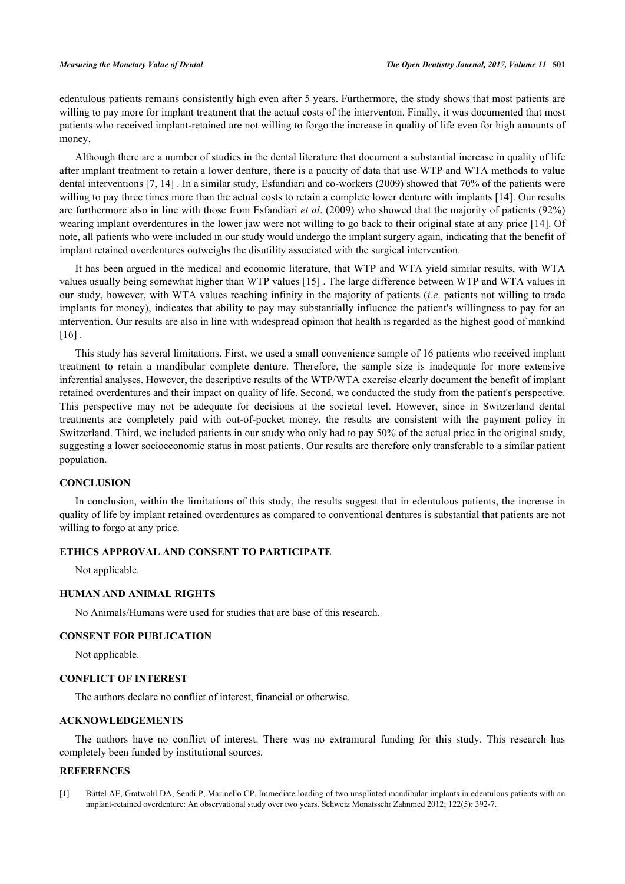edentulous patients remains consistently high even after 5 years. Furthermore, the study shows that most patients are willing to pay more for implant treatment that the actual costs of the interventon. Finally, it was documented that most patients who received implant-retained are not willing to forgo the increase in quality of life even for high amounts of money.

Although there are a number of studies in the dental literature that document a substantial increase in quality of life after implant treatment to retain a lower denture, there is a paucity of data that use WTP and WTA methods to value dental interventions [7, 14] . In a similar study, Esfandiari and co-workers (2009) showed that 70% of the patients were willing to pay three times more than the actual costs to retain a complete lower denture with implants [14]. Our results are furthermore also in line with those from Esfandiari *et al*. (2009) who showed that the majority of patients (92%) wearing implant overdentures in the lower jaw were not willing to go back to their original state at any price [14]. Of note, all patients who were included in our study would undergo the implant surgery again, indicating that the benefit of implant retained overdentures outweighs the disutility associated with the surgical intervention.

It has been argued in the medical and economic literature, that WTP and WTA yield similar results, with WTA values usually being somewhat higher than WTP values [15] . The large difference between WTP and WTA values in our study, however, with WTA values reaching infinity in the majority of patients (*i.e*. patients not willing to trade implants for money), indicates that ability to pay may substantially influence the patient's willingness to pay for an intervention. Our results are also in line with widespread opinion that health is regarded as the highest good of mankind [16] .

This study has several limitations. First, we used a small convenience sample of 16 patients who received implant treatment to retain a mandibular complete denture. Therefore, the sample size is inadequate for more extensive inferential analyses. However, the descriptive results of the WTP/WTA exercise clearly document the benefit of implant retained overdentures and their impact on quality of life. Second, we conducted the study from the patient's perspective. This perspective may not be adequate for decisions at the societal level. However, since in Switzerland dental treatments are completely paid with out-of-pocket money, the results are consistent with the payment policy in Switzerland. Third, we included patients in our study who only had to pay 50% of the actual price in the original study, suggesting a lower socioeconomic status in most patients. Our results are therefore only transferable to a similar patient population.

## CONCLUSION

In conclusion, within the limitations of this study, the results suggest that in edentulous patients, the increase in quality of life by implant retained overdentures as compared to conventional dentures is substantial that patients are not willing to forgo at any price.

## ETHICS APPROVAL AND CONSENT TO PARTICIPATE

Not applicable.

## HUMAN AND ANIMAL RIGHTS

No Animals/Humans were used for studies that are base of this research.

## CONSENT FOR PUBLICATION

Not applicable.

## CONFLICT OF INTEREST

The authors declare no conflict of interest, financial or otherwise.

## ACKNOWLEDGEMENTS

The authors have no conflict of interest. There was no extramural funding for this study. This research has completely been funded by institutional sources.

## REFERENCES

[1] Büttel AE, Gratwohl DA, Sendi P, Marinello CP. Immediate loading of two unsplinted mandibular implants in edentulous patients with an implant-retained overdenture: An observational study over two years. Schweiz Monatsschr Zahnmed 2012; 122(5): 392-7.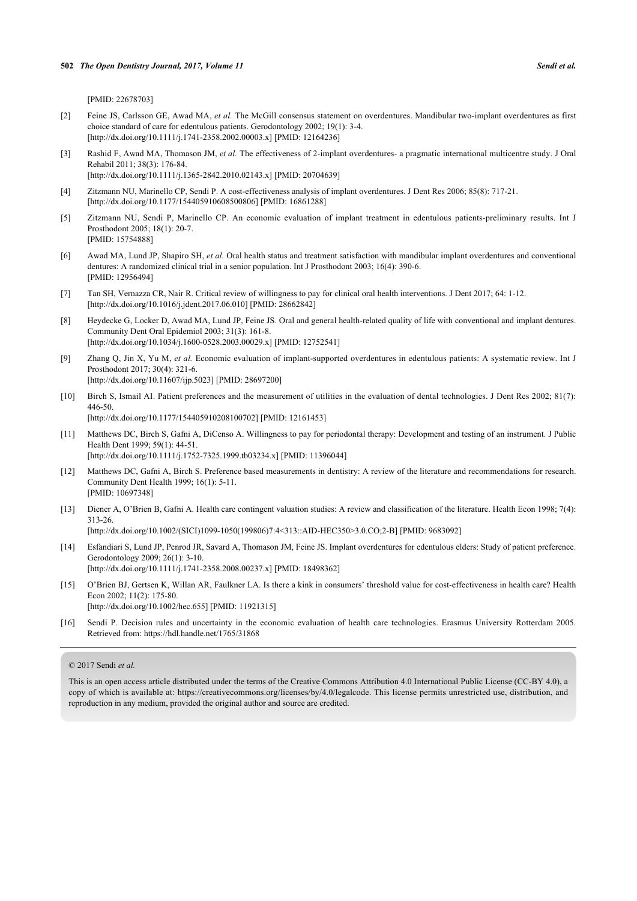[PMID: 22678703]

[2] Feine JS, Carlsson GE, Awad MA, *et al.* The McGill consensus statement on overdentures. Mandibular two-implant overdentures as first choice standard of care for edentulous patients. Gerodontology 2002; 19(1): 3-4. [http://dx.doi.org/10.1111/j.1741-2358.2002.00003.x] [PMID: 12164236]

[3] Rashid F, Awad MA, Thomason JM, *et al.* The effectiveness of 2-implant overdentures- a pragmatic international multicentre study. J Oral Rehabil 2011; 38(3): 176-84. [http://dx.doi.org/10.1111/j.1365-2842.2010.02143.x] [PMID: 20704639]

[4] Zitzmann NU, Marinello CP, Sendi P. A cost-effectiveness analysis of implant overdentures. J Dent Res 2006; 85(8): 717-21. [http://dx.doi.org/10.1177/154405910608500806] [PMID: 16861288]

[5] Zitzmann NU, Sendi P, Marinello CP. An economic evaluation of implant treatment in edentulous patients-preliminary results. Int J Prosthodont 2005; 18(1): 20-7. [PMID: 15754888]

[6] Awad MA, Lund JP, Shapiro SH, *et al.* Oral health status and treatment satisfaction with mandibular implant overdentures and conventional dentures: A randomized clinical trial in a senior population. Int J Prosthodont 2003; 16(4): 390-6. [PMID: 12956494]

[7] Tan SH, Vernazza CR, Nair R. Critical review of willingness to pay for clinical oral health interventions. J Dent 2017; 64: 1-12. [http://dx.doi.org/10.1016/j.jdent.2017.06.010] [PMID: 28662842]

[8] Heydecke G, Locker D, Awad MA, Lund JP, Feine JS. Oral and general health-related quality of life with conventional and implant dentures. Community Dent Oral Epidemiol 2003; 31(3): 161-8. [http://dx.doi.org/10.1034/j.1600-0528.2003.00029.x] [PMID: 12752541]

[9] Zhang Q, Jin X, Yu M, *et al.* Economic evaluation of implant-supported overdentures in edentulous patients: A systematic review. Int J Prosthodont 2017; 30(4): 321-6. [http://dx.doi.org/10.11607/ijp.5023] [PMID: 28697200]

[10] Birch S, Ismail AI. Patient preferences and the measurement of utilities in the evaluation of dental technologies. J Dent Res 2002; 81(7): 446-50. [http://dx.doi.org/10.1177/154405910208100702] [PMID: 12161453]

[11] Matthews DC, Birch S, Gafni A, DiCenso A. Willingness to pay for periodontal therapy: Development and testing of an instrument. J Public Health Dent 1999; 59(1): 44-51. [http://dx.doi.org/10.1111/j.1752-7325.1999.tb03234.x] [PMID: 11396044]

[12] Matthews DC, Gafni A, Birch S. Preference based measurements in dentistry: A review of the literature and recommendations for research. Community Dent Health 1999; 16(1): 5-11. [PMID: 10697348]

[13] Diener A, O'Brien B, Gafni A. Health care contingent valuation studies: A review and classification of the literature. Health Econ 1998; 7(4): 313-26. [http://dx.doi.org/10.1002/(SICI)1099-1050(199806)7:4<313::AID-HEC350>3.0.CO;2-B] [PMID: 9683092]

[14] Esfandiari S, Lund JP, Penrod JR, Savard A, Thomason JM, Feine JS. Implant overdentures for edentulous elders: Study of patient preference. Gerodontology 2009; 26(1): 3-10. [http://dx.doi.org/10.1111/j.1741-2358.2008.00237.x] [PMID: 18498362]

[15] O'Brien BJ, Gertsen K, Willan AR, Faulkner LA. Is there a kink in consumers' threshold value for cost-effectiveness in health care? Health Econ 2002; 11(2): 175-80. [http://dx.doi.org/10.1002/hec.655] [PMID: 11921315]

[16] Sendi P. Decision rules and uncertainty in the economic evaluation of health care technologies. Erasmus University Rotterdam 2005. Retrieved from: https://hdl.handle.net/1765/31868

© 2017 Sendi *et al.*

This is an open access article distributed under the terms of the Creative Commons Attribution 4.0 International Public License (CC-BY 4.0), a copy of which is available at: https://creativecommons.org/licenses/by/4.0/legalcode. This license permits unrestricted use, distribution, and reproduction in any medium, provided the original author and source are credited.